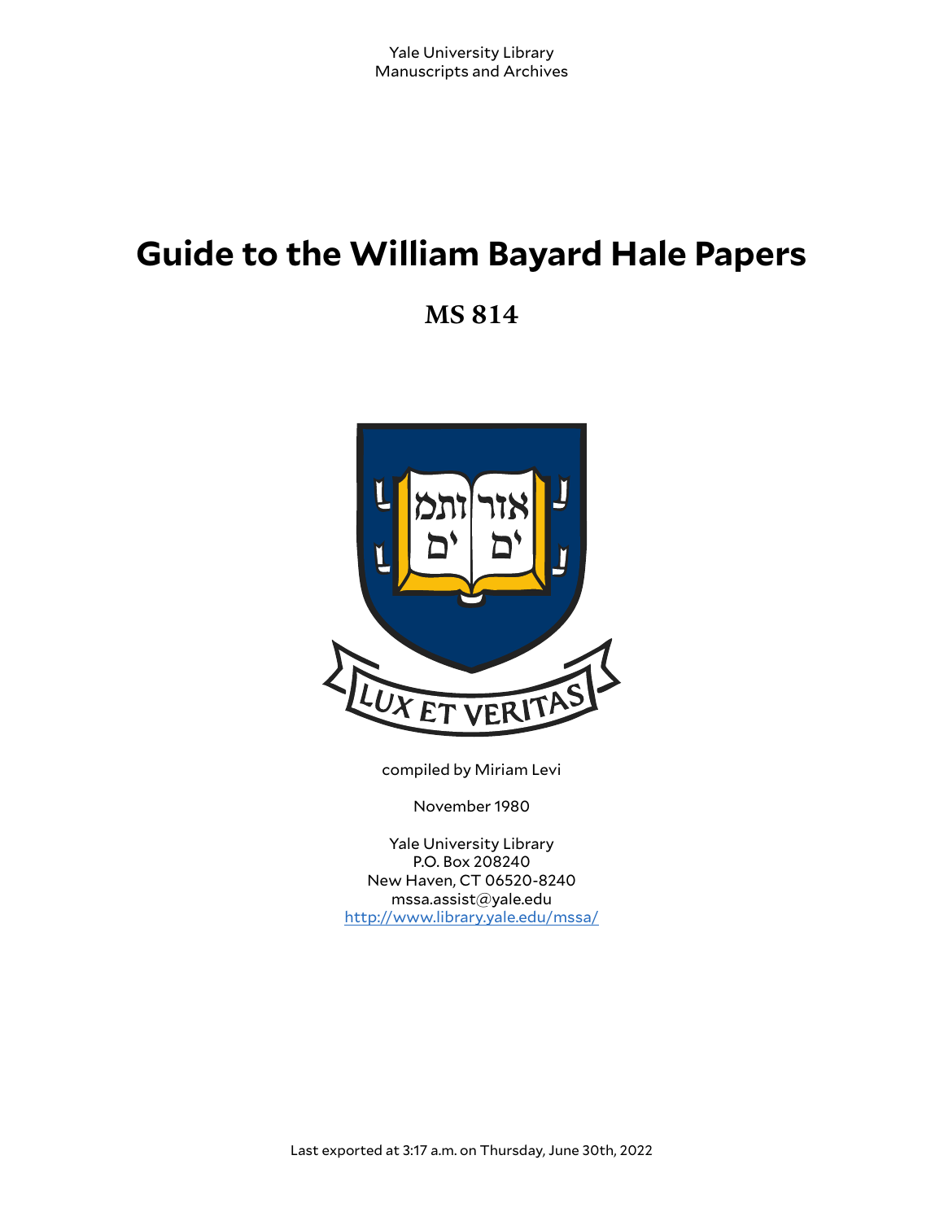Yale University Library
Manuscripts and Archives

# Guide to the William Bayard Hale Papers

## MS 814

compiled by Miriam Levi

November 1980

Yale University Library
P.O. Box 208240
New Haven, CT 06520-8240
mssa.assist@yale.edu
http://www.library.yale.edu/mssa/

Last exported at 3:17 a.m. on Thursday, June 30th, 2022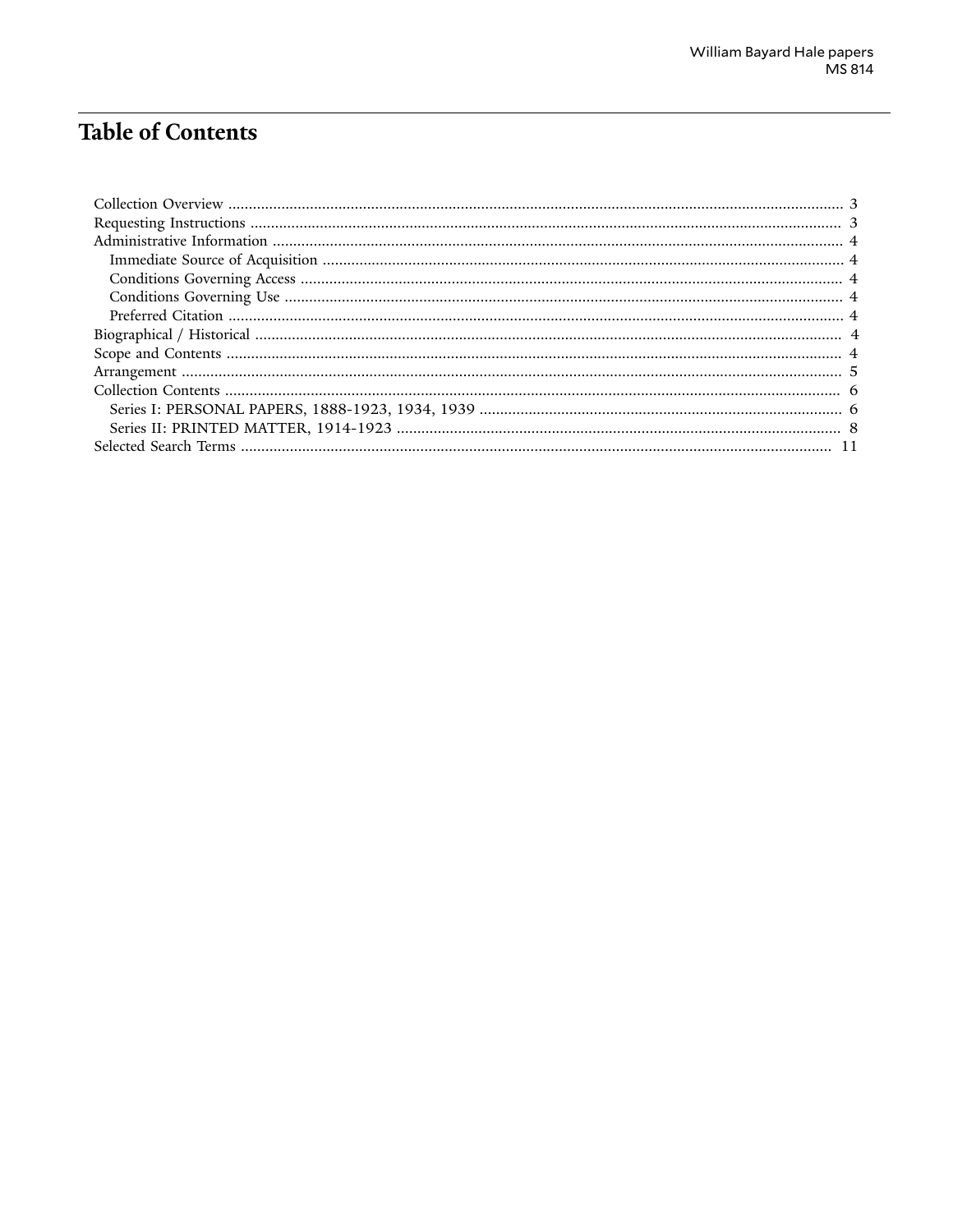# Table of Contents

- Collection Overview ... 3
- Requesting Instructions ... 3
- Administrative Information ... 4
  - Immediate Source of Acquisition ... 4
  - Conditions Governing Access ... 4
  - Conditions Governing Use ... 4
  - Preferred Citation ... 4
- Biographical / Historical ... 4
- Scope and Contents ... 4
- Arrangement ... 5
- Collection Contents ... 6
  - Series I: PERSONAL PAPERS, 1888-1923, 1934, 1939 ... 6
  - Series II: PRINTED MATTER, 1914-1923 ... 8
- Selected Search Terms ... 11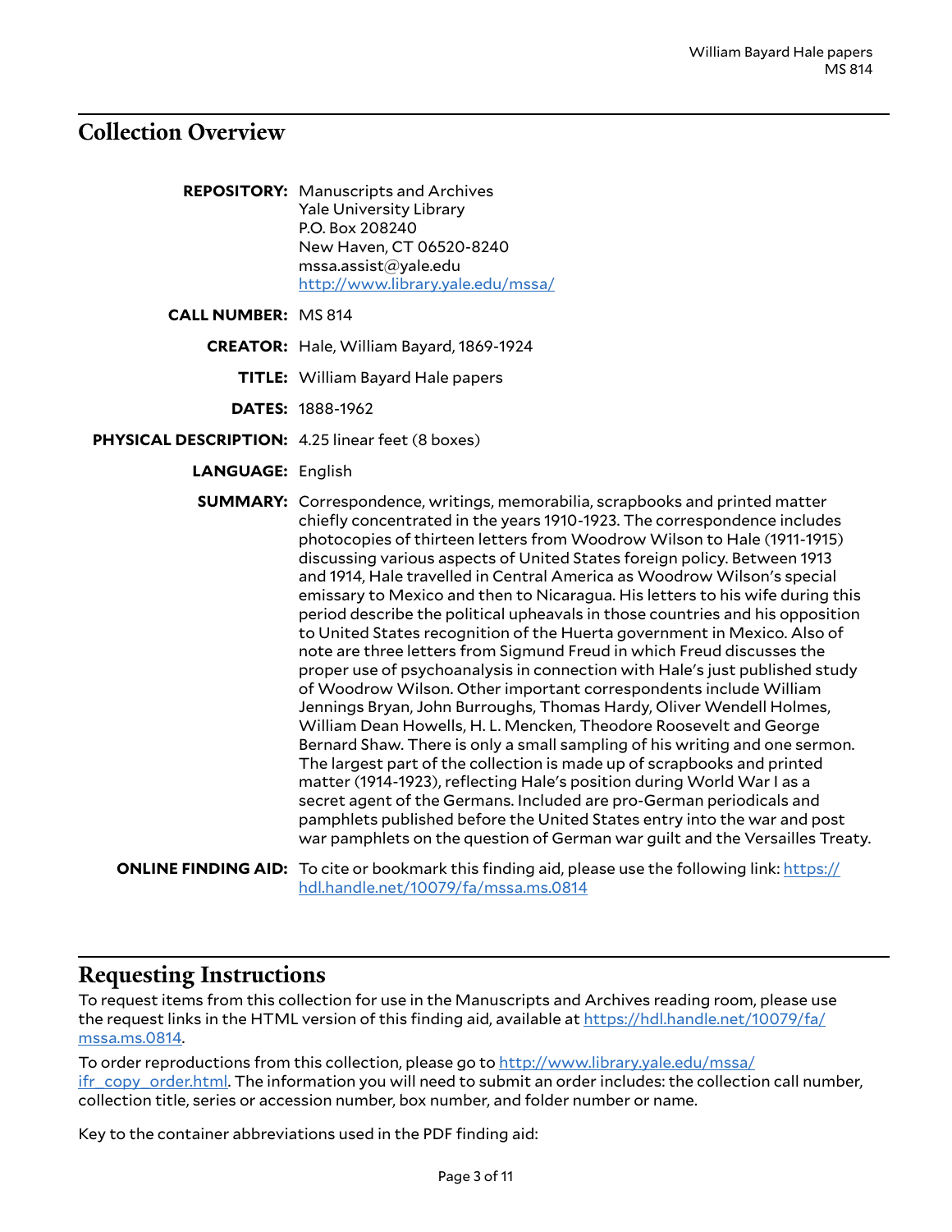## Collection Overview

**REPOSITORY:** Manuscripts and Archives
Yale University Library
P.O. Box 208240
New Haven, CT 06520-8240
mssa.assist@yale.edu
http://www.library.yale.edu/mssa/

**CALL NUMBER:** MS 814

**CREATOR:** Hale, William Bayard, 1869-1924

**TITLE:** William Bayard Hale papers

**DATES:** 1888-1962

**PHYSICAL DESCRIPTION:** 4.25 linear feet (8 boxes)

**LANGUAGE:** English

**SUMMARY:** Correspondence, writings, memorabilia, scrapbooks and printed matter chiefly concentrated in the years 1910-1923. The correspondence includes photocopies of thirteen letters from Woodrow Wilson to Hale (1911-1915) discussing various aspects of United States foreign policy. Between 1913 and 1914, Hale travelled in Central America as Woodrow Wilson's special emissary to Mexico and then to Nicaragua. His letters to his wife during this period describe the political upheavals in those countries and his opposition to United States recognition of the Huerta government in Mexico. Also of note are three letters from Sigmund Freud in which Freud discusses the proper use of psychoanalysis in connection with Hale's just published study of Woodrow Wilson. Other important correspondents include William Jennings Bryan, John Burroughs, Thomas Hardy, Oliver Wendell Holmes, William Dean Howells, H. L. Mencken, Theodore Roosevelt and George Bernard Shaw. There is only a small sampling of his writing and one sermon. The largest part of the collection is made up of scrapbooks and printed matter (1914-1923), reflecting Hale's position during World War I as a secret agent of the Germans. Included are pro-German periodicals and pamphlets published before the United States entry into the war and post war pamphlets on the question of German war guilt and the Versailles Treaty.

**ONLINE FINDING AID:** To cite or bookmark this finding aid, please use the following link: https://hdl.handle.net/10079/fa/mssa.ms.0814

## Requesting Instructions

To request items from this collection for use in the Manuscripts and Archives reading room, please use the request links in the HTML version of this finding aid, available at https://hdl.handle.net/10079/fa/mssa.ms.0814.

To order reproductions from this collection, please go to http://www.library.yale.edu/mssa/ifr_copy_order.html. The information you will need to submit an order includes: the collection call number, collection title, series or accession number, box number, and folder number or name.

Key to the container abbreviations used in the PDF finding aid: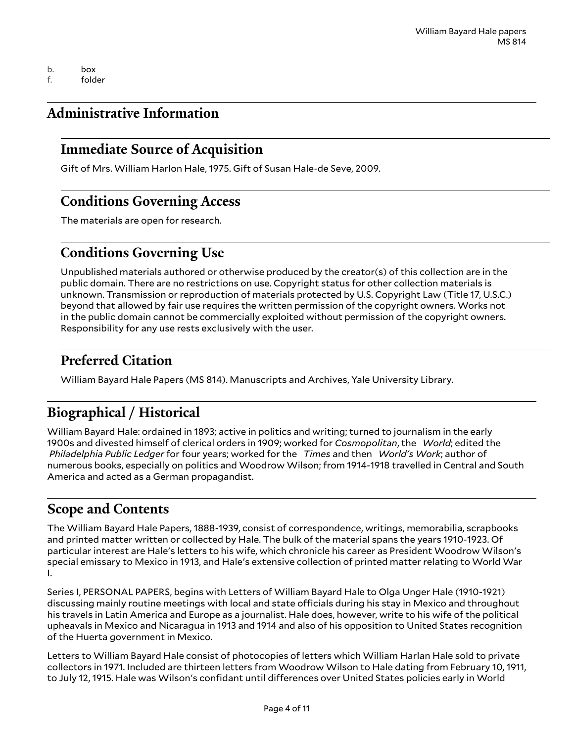b. box
f. folder

## Administrative Information

### Immediate Source of Acquisition

Gift of Mrs. William Harlon Hale, 1975. Gift of Susan Hale-de Seve, 2009.

### Conditions Governing Access

The materials are open for research.

### Conditions Governing Use

Unpublished materials authored or otherwise produced by the creator(s) of this collection are in the public domain. There are no restrictions on use. Copyright status for other collection materials is unknown. Transmission or reproduction of materials protected by U.S. Copyright Law (Title 17, U.S.C.) beyond that allowed by fair use requires the written permission of the copyright owners. Works not in the public domain cannot be commercially exploited without permission of the copyright owners. Responsibility for any use rests exclusively with the user.

### Preferred Citation

William Bayard Hale Papers (MS 814). Manuscripts and Archives, Yale University Library.

## Biographical / Historical

William Bayard Hale: ordained in 1893; active in politics and writing; turned to journalism in the early 1900s and divested himself of clerical orders in 1909; worked for *Cosmopolitan*, the *World*; edited the *Philadelphia Public Ledger* for four years; worked for the *Times* and then *World's Work*; author of numerous books, especially on politics and Woodrow Wilson; from 1914-1918 travelled in Central and South America and acted as a German propagandist.

## Scope and Contents

The William Bayard Hale Papers, 1888-1939, consist of correspondence, writings, memorabilia, scrapbooks and printed matter written or collected by Hale. The bulk of the material spans the years 1910-1923. Of particular interest are Hale's letters to his wife, which chronicle his career as President Woodrow Wilson's special emissary to Mexico in 1913, and Hale's extensive collection of printed matter relating to World War I.

Series I, PERSONAL PAPERS, begins with Letters of William Bayard Hale to Olga Unger Hale (1910-1921) discussing mainly routine meetings with local and state officials during his stay in Mexico and throughout his travels in Latin America and Europe as a journalist. Hale does, however, write to his wife of the political upheavals in Mexico and Nicaragua in 1913 and 1914 and also of his opposition to United States recognition of the Huerta government in Mexico.

Letters to William Bayard Hale consist of photocopies of letters which William Harlan Hale sold to private collectors in 1971. Included are thirteen letters from Woodrow Wilson to Hale dating from February 10, 1911, to July 12, 1915. Hale was Wilson's confidant until differences over United States policies early in World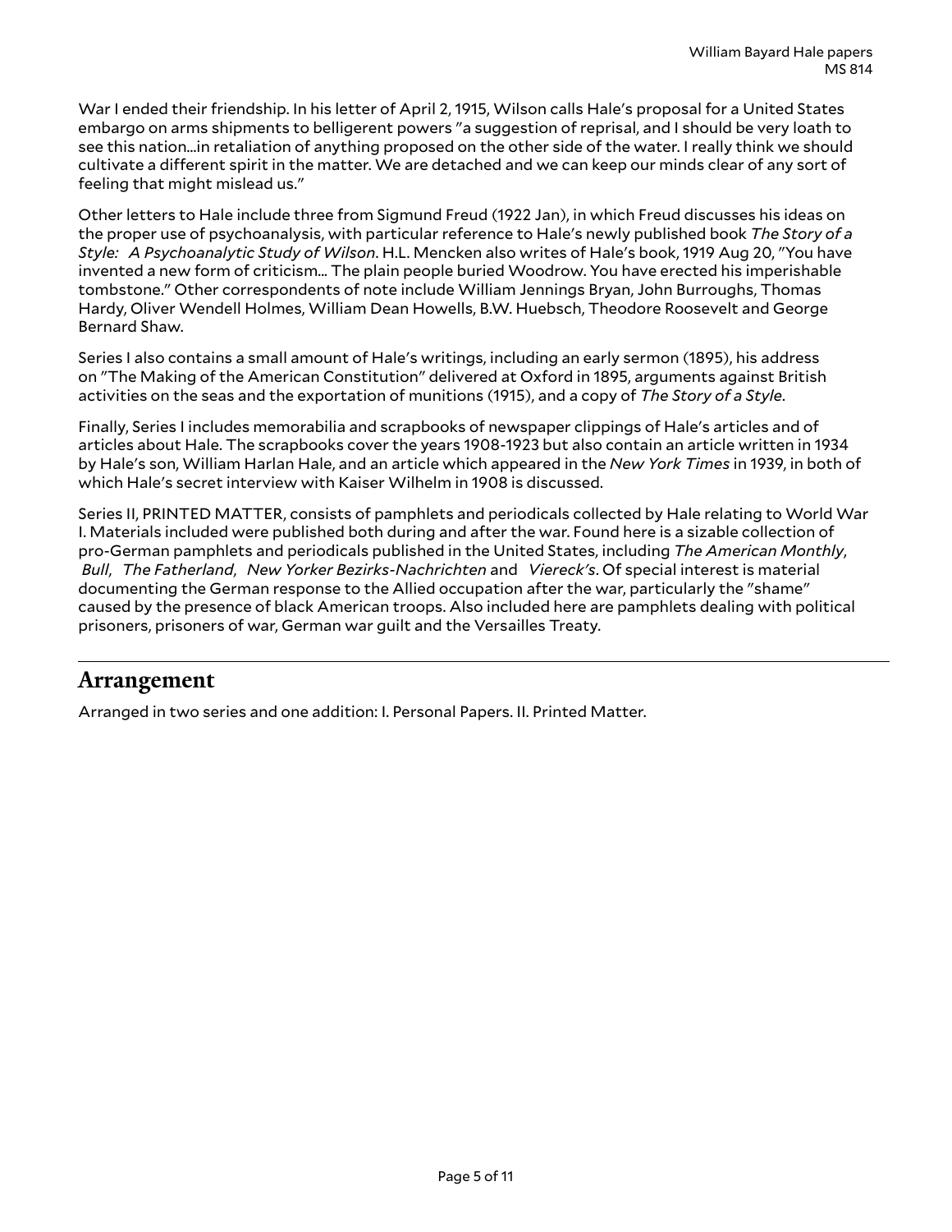War I ended their friendship. In his letter of April 2, 1915, Wilson calls Hale's proposal for a United States embargo on arms shipments to belligerent powers "a suggestion of reprisal, and I should be very loath to see this nation...in retaliation of anything proposed on the other side of the water. I really think we should cultivate a different spirit in the matter. We are detached and we can keep our minds clear of any sort of feeling that might mislead us."

Other letters to Hale include three from Sigmund Freud (1922 Jan), in which Freud discusses his ideas on the proper use of psychoanalysis, with particular reference to Hale's newly published book *The Story of a Style: A Psychoanalytic Study of Wilson*. H.L. Mencken also writes of Hale's book, 1919 Aug 20, "You have invented a new form of criticism... The plain people buried Woodrow. You have erected his imperishable tombstone." Other correspondents of note include William Jennings Bryan, John Burroughs, Thomas Hardy, Oliver Wendell Holmes, William Dean Howells, B.W. Huebsch, Theodore Roosevelt and George Bernard Shaw.

Series I also contains a small amount of Hale's writings, including an early sermon (1895), his address on "The Making of the American Constitution" delivered at Oxford in 1895, arguments against British activities on the seas and the exportation of munitions (1915), and a copy of *The Story of a Style*.

Finally, Series I includes memorabilia and scrapbooks of newspaper clippings of Hale's articles and of articles about Hale. The scrapbooks cover the years 1908-1923 but also contain an article written in 1934 by Hale's son, William Harlan Hale, and an article which appeared in the *New York Times* in 1939, in both of which Hale's secret interview with Kaiser Wilhelm in 1908 is discussed.

Series II, PRINTED MATTER, consists of pamphlets and periodicals collected by Hale relating to World War I. Materials included were published both during and after the war. Found here is a sizable collection of pro-German pamphlets and periodicals published in the United States, including *The American Monthly*, *Bull*, *The Fatherland*, *New Yorker Bezirks-Nachrichten* and *Viereck's*. Of special interest is material documenting the German response to the Allied occupation after the war, particularly the "shame" caused by the presence of black American troops. Also included here are pamphlets dealing with political prisoners, prisoners of war, German war guilt and the Versailles Treaty.

## Arrangement

Arranged in two series and one addition: I. Personal Papers. II. Printed Matter.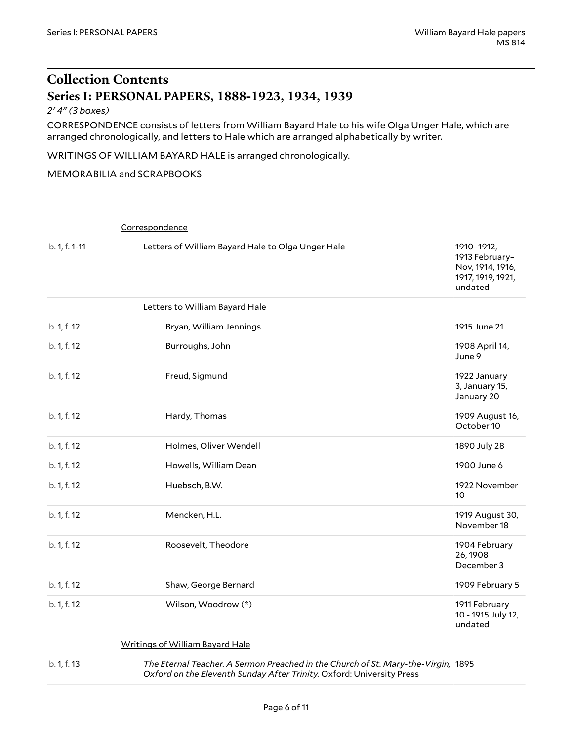## Collection Contents

### Series I: PERSONAL PAPERS, 1888-1923, 1934, 1939

*2' 4" (3 boxes)*

CORRESPONDENCE consists of letters from William Bayard Hale to his wife Olga Unger Hale, which are arranged chronologically, and letters to Hale which are arranged alphabetically by writer.

WRITINGS OF WILLIAM BAYARD HALE is arranged chronologically.

MEMORABILIA and SCRAPBOOKS

| Location | Description | Dates |
| --- | --- | --- |
| | Correspondence | |
| b. 1, f. 1-11 | Letters of William Bayard Hale to Olga Unger Hale | 1910–1912, 1913 February–Nov, 1914, 1916, 1917, 1919, 1921, undated |
| | Letters to William Bayard Hale | |
| b. 1, f. 12 | Bryan, William Jennings | 1915 June 21 |
| b. 1, f. 12 | Burroughs, John | 1908 April 14, June 9 |
| b. 1, f. 12 | Freud, Sigmund | 1922 January 3, January 15, January 20 |
| b. 1, f. 12 | Hardy, Thomas | 1909 August 16, October 10 |
| b. 1, f. 12 | Holmes, Oliver Wendell | 1890 July 28 |
| b. 1, f. 12 | Howells, William Dean | 1900 June 6 |
| b. 1, f. 12 | Huebsch, B.W. | 1922 November 10 |
| b. 1, f. 12 | Mencken, H.L. | 1919 August 30, November 18 |
| b. 1, f. 12 | Roosevelt, Theodore | 1904 February 26, 1908 December 3 |
| b. 1, f. 12 | Shaw, George Bernard | 1909 February 5 |
| b. 1, f. 12 | Wilson, Woodrow (*) | 1911 February 10 - 1915 July 12, undated |
| | Writings of William Bayard Hale | |
| b. 1, f. 13 | *The Eternal Teacher. A Sermon Preached in the Church of St. Mary-the-Virgin, Oxford on the Eleventh Sunday After Trinity.* Oxford: University Press | 1895 |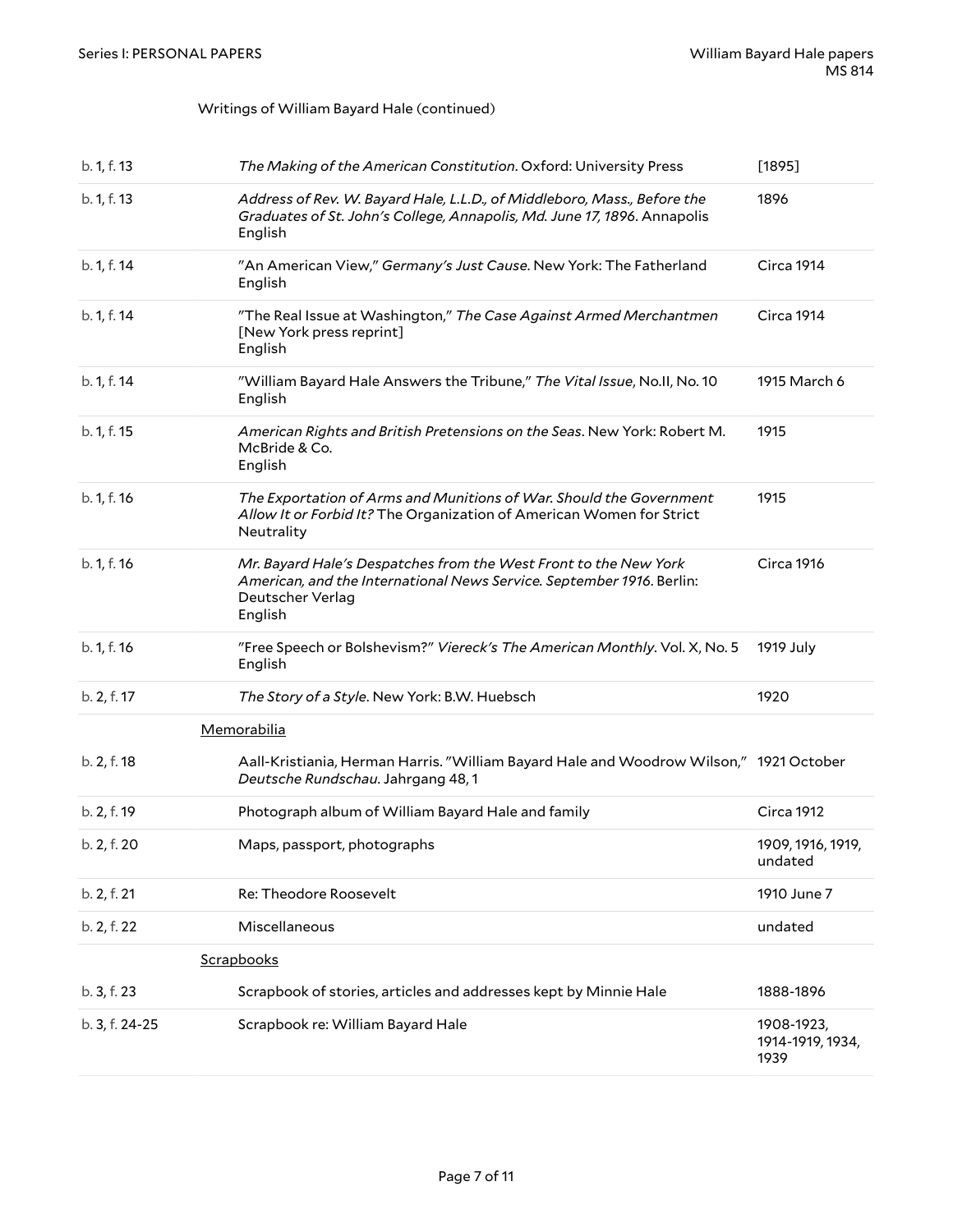Writings of William Bayard Hale (continued)

| | | |
|---|---|---|
| b. 1, f. 13 | *The Making of the American Constitution*. Oxford: University Press | [1895] |
| b. 1, f. 13 | *Address of Rev. W. Bayard Hale, L.L.D., of Middleboro, Mass., Before the Graduates of St. John's College, Annapolis, Md. June 17, 1896*. Annapolis<br>English | 1896 |
| b. 1, f. 14 | "An American View," *Germany's Just Cause*. New York: The Fatherland<br>English | Circa 1914 |
| b. 1, f. 14 | "The Real Issue at Washington," *The Case Against Armed Merchantmen* [New York press reprint]<br>English | Circa 1914 |
| b. 1, f. 14 | "William Bayard Hale Answers the Tribune," *The Vital Issue*, No.II, No. 10<br>English | 1915 March 6 |
| b. 1, f. 15 | *American Rights and British Pretensions on the Seas*. New York: Robert M. McBride & Co.<br>English | 1915 |
| b. 1, f. 16 | *The Exportation of Arms and Munitions of War. Should the Government Allow It or Forbid It?* The Organization of American Women for Strict Neutrality | 1915 |
| b. 1, f. 16 | *Mr. Bayard Hale's Despatches from the West Front to the New York American, and the International News Service. September 1916*. Berlin: Deutscher Verlag<br>English | Circa 1916 |
| b. 1, f. 16 | "Free Speech or Bolshevism?" *Viereck's The American Monthly*. Vol. X, No. 5<br>English | 1919 July |
| b. 2, f. 17 | *The Story of a Style*. New York: B.W. Huebsch | 1920 |

Memorabilia

| | | |
|---|---|---|
| b. 2, f. 18 | Aall-Kristiania, Herman Harris. "William Bayard Hale and Woodrow Wilson," *Deutsche Rundschau*. Jahrgang 48, 1 | 1921 October |
| b. 2, f. 19 | Photograph album of William Bayard Hale and family | Circa 1912 |
| b. 2, f. 20 | Maps, passport, photographs | 1909, 1916, 1919, undated |
| b. 2, f. 21 | Re: Theodore Roosevelt | 1910 June 7 |
| b. 2, f. 22 | Miscellaneous | undated |

Scrapbooks

| | | |
|---|---|---|
| b. 3, f. 23 | Scrapbook of stories, articles and addresses kept by Minnie Hale | 1888-1896 |
| b. 3, f. 24-25 | Scrapbook re: William Bayard Hale | 1908-1923, 1914-1919, 1934, 1939 |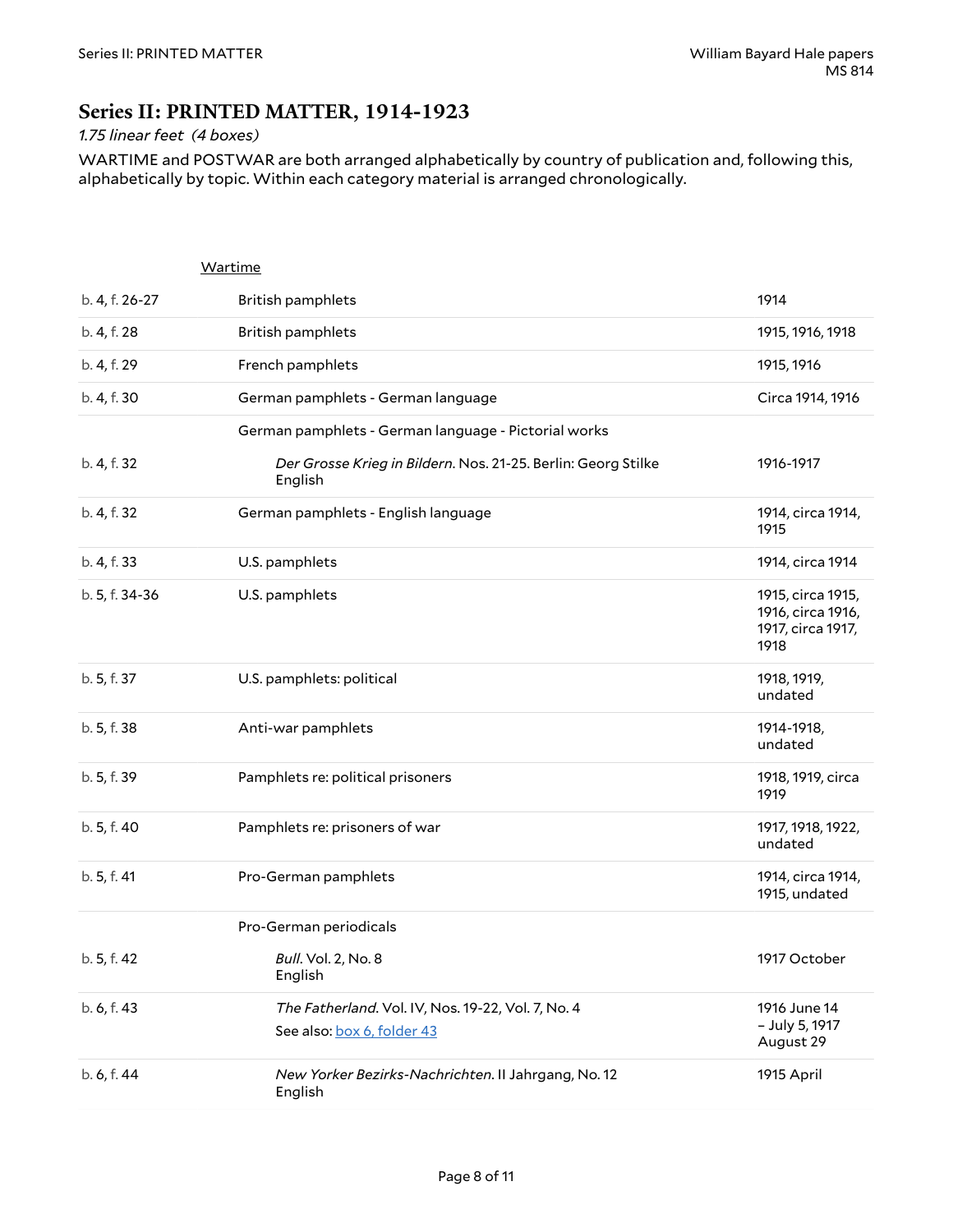## Series II: PRINTED MATTER, 1914-1923

*1.75 linear feet (4 boxes)*

WARTIME and POSTWAR are both arranged alphabetically by country of publication and, following this, alphabetically by topic. Within each category material is arranged chronologically.

| | Wartime | |
|---|---|---|
| b. 4, f. 26-27 | British pamphlets | 1914 |
| b. 4, f. 28 | British pamphlets | 1915, 1916, 1918 |
| b. 4, f. 29 | French pamphlets | 1915, 1916 |
| b. 4, f. 30 | German pamphlets - German language | Circa 1914, 1916 |
| | German pamphlets - German language - Pictorial works | |
| b. 4, f. 32 | *Der Grosse Krieg in Bildern*. Nos. 21-25. Berlin: Georg Stilke<br>English | 1916-1917 |
| b. 4, f. 32 | German pamphlets - English language | 1914, circa 1914, 1915 |
| b. 4, f. 33 | U.S. pamphlets | 1914, circa 1914 |
| b. 5, f. 34-36 | U.S. pamphlets | 1915, circa 1915, 1916, circa 1916, 1917, circa 1917, 1918 |
| b. 5, f. 37 | U.S. pamphlets: political | 1918, 1919, undated |
| b. 5, f. 38 | Anti-war pamphlets | 1914-1918, undated |
| b. 5, f. 39 | Pamphlets re: political prisoners | 1918, 1919, circa 1919 |
| b. 5, f. 40 | Pamphlets re: prisoners of war | 1917, 1918, 1922, undated |
| b. 5, f. 41 | Pro-German pamphlets | 1914, circa 1914, 1915, undated |
| | Pro-German periodicals | |
| b. 5, f. 42 | *Bull*. Vol. 2, No. 8<br>English | 1917 October |
| b. 6, f. 43 | *The Fatherland*. Vol. IV, Nos. 19-22, Vol. 7, No. 4<br>See also: box 6, folder 43 | 1916 June 14 – July 5, 1917 August 29 |
| b. 6, f. 44 | *New Yorker Bezirks-Nachrichten*. II Jahrgang, No. 12<br>English | 1915 April |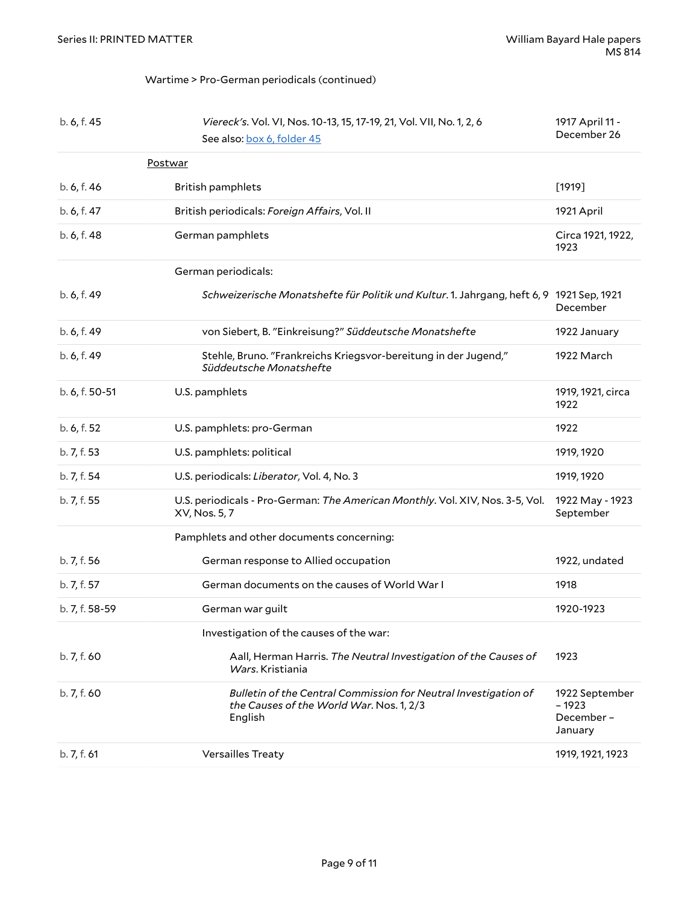Wartime > Pro-German periodicals (continued)

| Location | Description | Date |
|---|---|---|
| b. 6, f. 45 | *Viereck's*. Vol. VI, Nos. 10-13, 15, 17-19, 21, Vol. VII, No. 1, 2, 6<br>See also: box 6, folder 45 | 1917 April 11 - December 26 |
| | Postwar | |
| b. 6, f. 46 | British pamphlets | [1919] |
| b. 6, f. 47 | British periodicals: *Foreign Affairs*, Vol. II | 1921 April |
| b. 6, f. 48 | German pamphlets | Circa 1921, 1922, 1923 |
| | German periodicals: | |
| b. 6, f. 49 | *Schweizerische Monatshefte für Politik und Kultur*. 1. Jahrgang, heft 6, 9 | 1921 Sep, 1921 December |
| b. 6, f. 49 | von Siebert, B. "Einkreisung?" *Süddeutsche Monatshefte* | 1922 January |
| b. 6, f. 49 | Stehle, Bruno. "Frankreichs Kriegsvor-bereitung in der Jugend," *Süddeutsche Monatshefte* | 1922 March |
| b. 6, f. 50-51 | U.S. pamphlets | 1919, 1921, circa 1922 |
| b. 6, f. 52 | U.S. pamphlets: pro-German | 1922 |
| b. 7, f. 53 | U.S. pamphlets: political | 1919, 1920 |
| b. 7, f. 54 | U.S. periodicals: *Liberator*, Vol. 4, No. 3 | 1919, 1920 |
| b. 7, f. 55 | U.S. periodicals - Pro-German: *The American Monthly*. Vol. XIV, Nos. 3-5, Vol. XV, Nos. 5, 7 | 1922 May - 1923 September |
| | Pamphlets and other documents concerning: | |
| b. 7, f. 56 | German response to Allied occupation | 1922, undated |
| b. 7, f. 57 | German documents on the causes of World War I | 1918 |
| b. 7, f. 58-59 | German war guilt | 1920-1923 |
| | Investigation of the causes of the war: | |
| b. 7, f. 60 | Aall, Herman Harris. *The Neutral Investigation of the Causes of Wars*. Kristiania | 1923 |
| b. 7, f. 60 | *Bulletin of the Central Commission for Neutral Investigation of the Causes of the World War*. Nos. 1, 2/3<br>English | 1922 September – 1923 December – January |
| b. 7, f. 61 | Versailles Treaty | 1919, 1921, 1923 |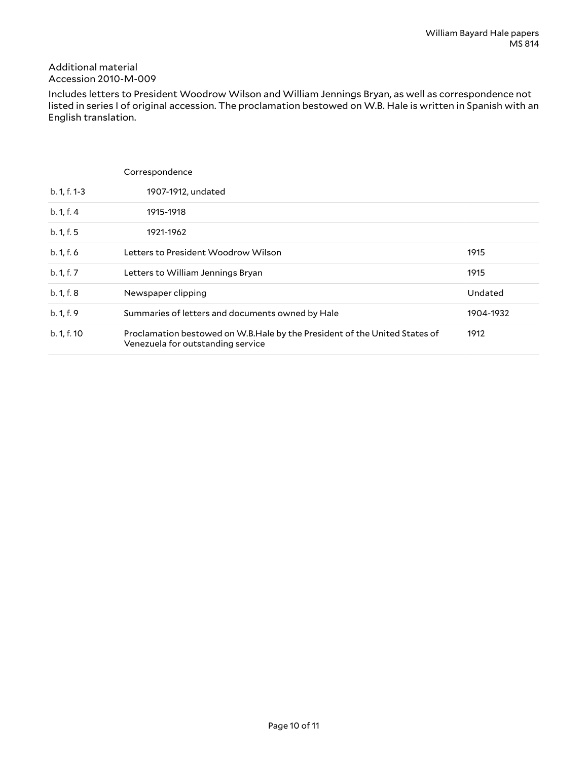Additional material
Accession 2010-M-009

Includes letters to President Woodrow Wilson and William Jennings Bryan, as well as correspondence not listed in series I of original accession. The proclamation bestowed on W.B. Hale is written in Spanish with an English translation.

| | Correspondence | |
|---|---|---|
| b. 1, f. 1-3 | 1907-1912, undated | |
| b. 1, f. 4 | 1915-1918 | |
| b. 1, f. 5 | 1921-1962 | |
| b. 1, f. 6 | Letters to President Woodrow Wilson | 1915 |
| b. 1, f. 7 | Letters to William Jennings Bryan | 1915 |
| b. 1, f. 8 | Newspaper clipping | Undated |
| b. 1, f. 9 | Summaries of letters and documents owned by Hale | 1904-1932 |
| b. 1, f. 10 | Proclamation bestowed on W.B.Hale by the President of the United States of Venezuela for outstanding service | 1912 |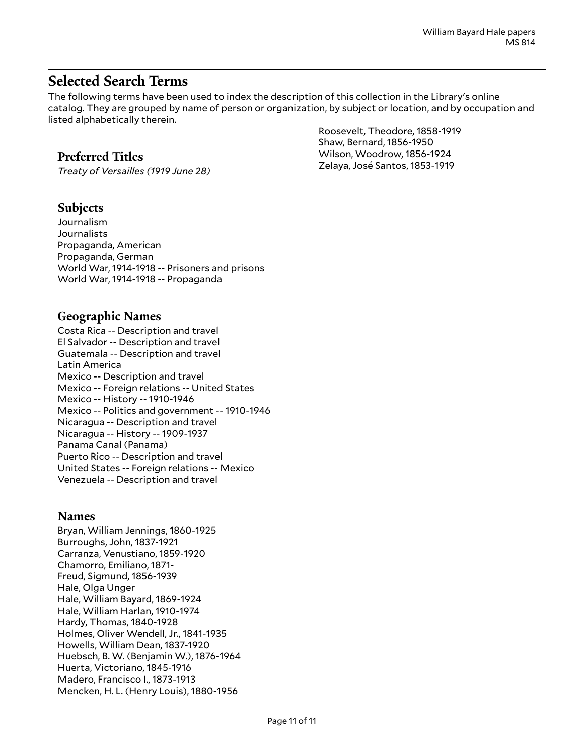## Selected Search Terms

The following terms have been used to index the description of this collection in the Library's online catalog. They are grouped by name of person or organization, by subject or location, and by occupation and listed alphabetically therein.

### Preferred Titles

*Treaty of Versailles (1919 June 28)*

### Subjects

Journalism
Journalists
Propaganda, American
Propaganda, German
World War, 1914-1918 -- Prisoners and prisons
World War, 1914-1918 -- Propaganda

### Geographic Names

Costa Rica -- Description and travel
El Salvador -- Description and travel
Guatemala -- Description and travel
Latin America
Mexico -- Description and travel
Mexico -- Foreign relations -- United States
Mexico -- History -- 1910-1946
Mexico -- Politics and government -- 1910-1946
Nicaragua -- Description and travel
Nicaragua -- History -- 1909-1937
Panama Canal (Panama)
Puerto Rico -- Description and travel
United States -- Foreign relations -- Mexico
Venezuela -- Description and travel

### Names

Bryan, William Jennings, 1860-1925
Burroughs, John, 1837-1921
Carranza, Venustiano, 1859-1920
Chamorro, Emiliano, 1871-
Freud, Sigmund, 1856-1939
Hale, Olga Unger
Hale, William Bayard, 1869-1924
Hale, William Harlan, 1910-1974
Hardy, Thomas, 1840-1928
Holmes, Oliver Wendell, Jr., 1841-1935
Howells, William Dean, 1837-1920
Huebsch, B. W. (Benjamin W.), 1876-1964
Huerta, Victoriano, 1845-1916
Madero, Francisco I., 1873-1913
Mencken, H. L. (Henry Louis), 1880-1956
Roosevelt, Theodore, 1858-1919
Shaw, Bernard, 1856-1950
Wilson, Woodrow, 1856-1924
Zelaya, José Santos, 1853-1919